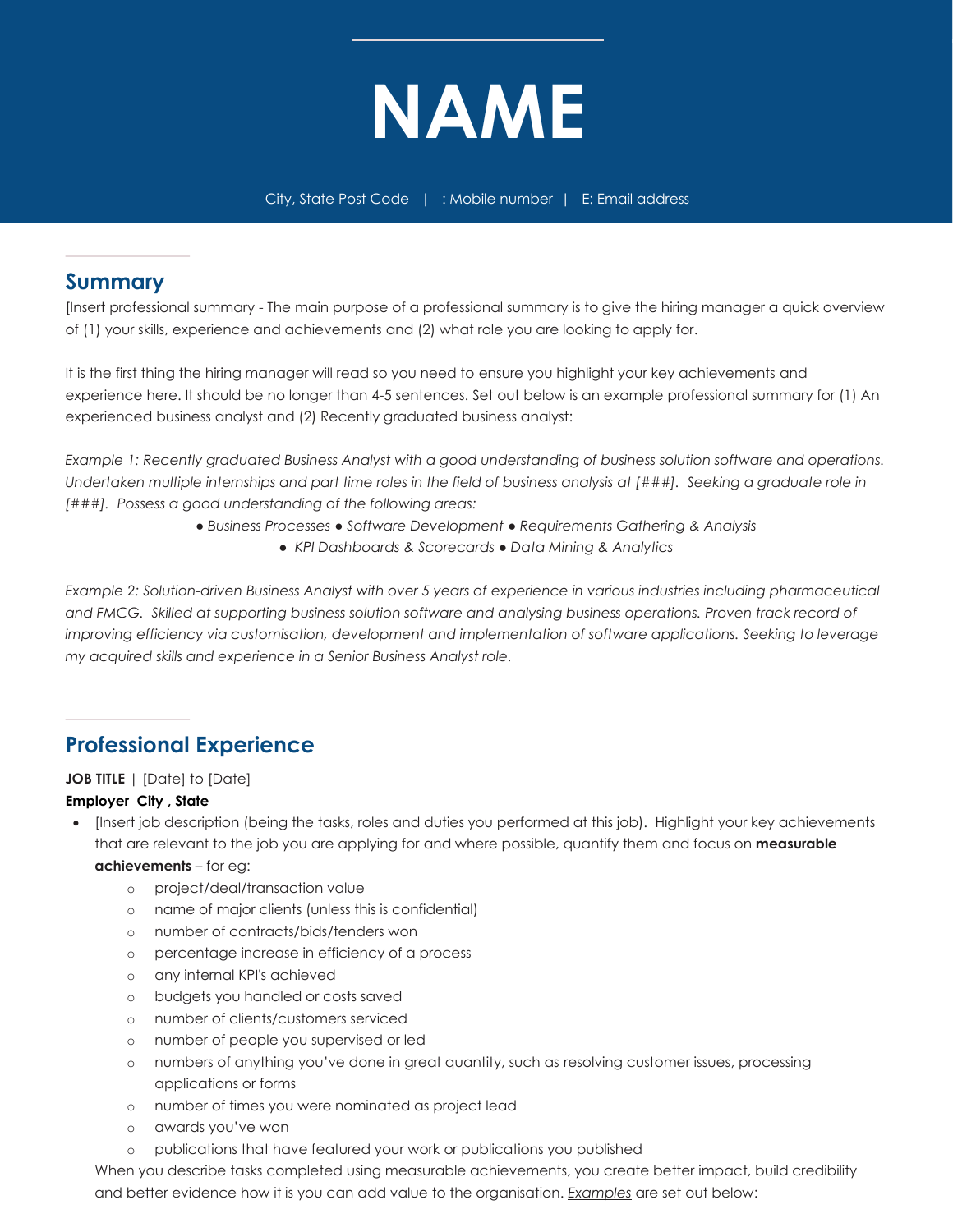# NAME

City, State Post Code | : Mobile number | E: Email address

## Summary

[Insert professional summary - The main purpose of a professional summary is to give the hiring manager a quick overview of (1) your skills, experience and achievements and (2) what role you are looking to apply for.

It is the first thing the hiring manager will read so you need to ensure you highlight your key achievements and experience here. It should be no longer than 4-5 sentences. Set out below is an example professional summary for (1) An experienced business analyst and (2) Recently graduated business analyst:

*Example 1: Recently graduated Business Analyst with a good understanding of business solution software and operations. Undertaken multiple internships and part time roles in the field of business analysis at [###]. Seeking a graduate role in [###]. Possess a good understanding of the following areas:*

*● Business Processes ● Software Development ● Requirements Gathering & Analysis*
*● KPI Dashboards & Scorecards ● Data Mining & Analytics*

*Example 2: Solution-driven Business Analyst with over 5 years of experience in various industries including pharmaceutical and FMCG. Skilled at supporting business solution software and analysing business operations. Proven track record of improving efficiency via customisation, development and implementation of software applications. Seeking to leverage my acquired skills and experience in a Senior Business Analyst role.*

## Professional Experience

**JOB TITLE** | [Date] to [Date]
**Employer City , State**

- [Insert job description (being the tasks, roles and duties you performed at this job). Highlight your key achievements that are relevant to the job you are applying for and where possible, quantify them and focus on **measurable achievements** – for eg:
  - project/deal/transaction value
  - name of major clients (unless this is confidential)
  - number of contracts/bids/tenders won
  - percentage increase in efficiency of a process
  - any internal KPI's achieved
  - budgets you handled or costs saved
  - number of clients/customers serviced
  - number of people you supervised or led
  - numbers of anything you've done in great quantity, such as resolving customer issues, processing applications or forms
  - number of times you were nominated as project lead
  - awards you've won
  - publications that have featured your work or publications you published

  When you describe tasks completed using measurable achievements, you create better impact, build credibility and better evidence how it is you can add value to the organisation. *Examples* are set out below: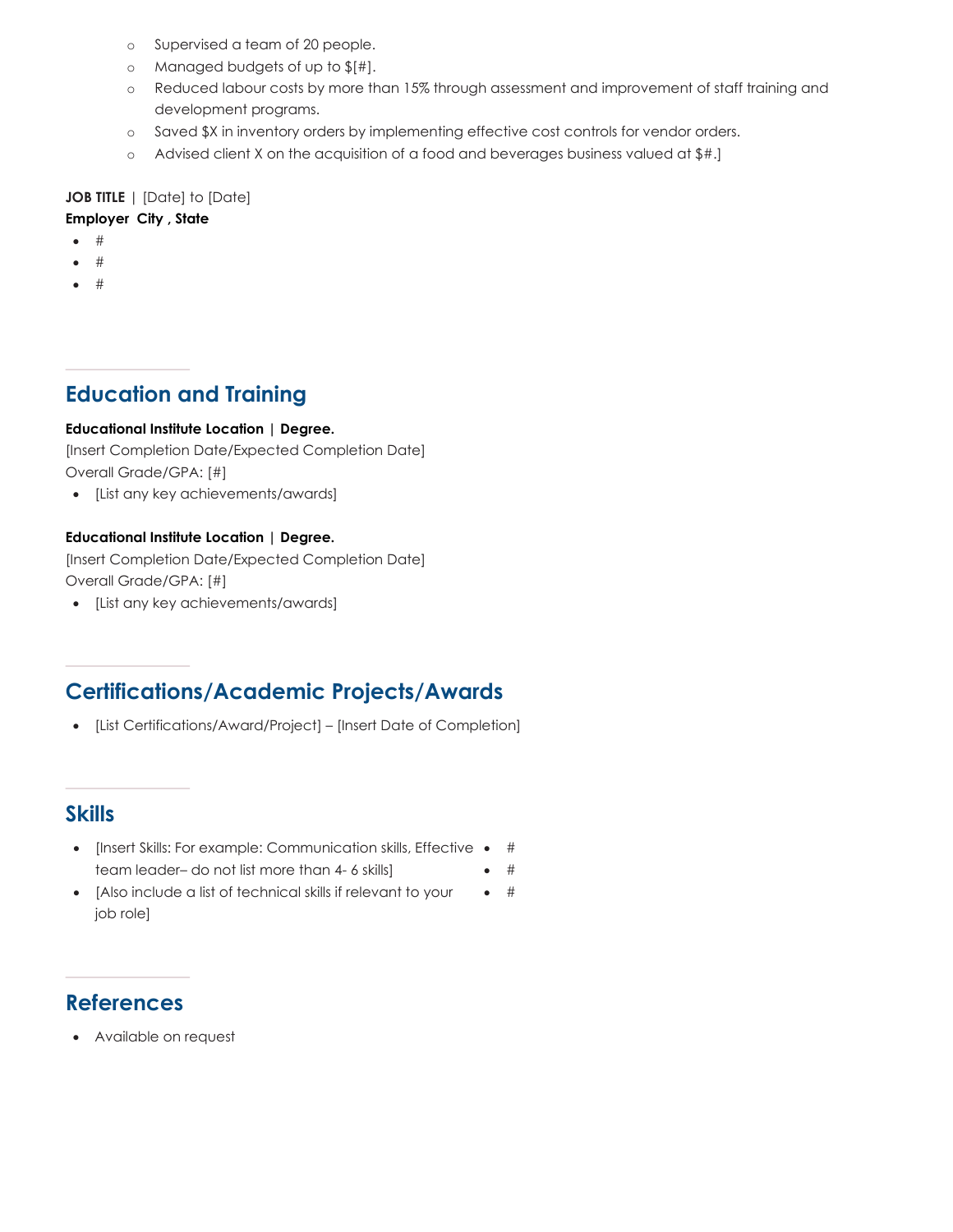- Supervised a team of 20 people.
- Managed budgets of up to $[#].
- Reduced labour costs by more than 15% through assessment and improvement of staff training and development programs.
- Saved $X in inventory orders by implementing effective cost controls for vendor orders.
- Advised client X on the acquisition of a food and beverages business valued at $#.]

**JOB TITLE** | [Date] to [Date]
**Employer City , State**

- #
- #
- #

## Education and Training

**Educational Institute Location | Degree.**
[Insert Completion Date/Expected Completion Date]
Overall Grade/GPA: [#]

- [List any key achievements/awards]

**Educational Institute Location | Degree.**
[Insert Completion Date/Expected Completion Date]
Overall Grade/GPA: [#]

- [List any key achievements/awards]

## Certifications/Academic Projects/Awards

- [List Certifications/Award/Project] – [Insert Date of Completion]

## Skills

- [Insert Skills: For example: Communication skills, Effective team leader– do not list more than 4- 6 skills]
- [Also include a list of technical skills if relevant to your job role]
- #
- #
- #

## References

- Available on request